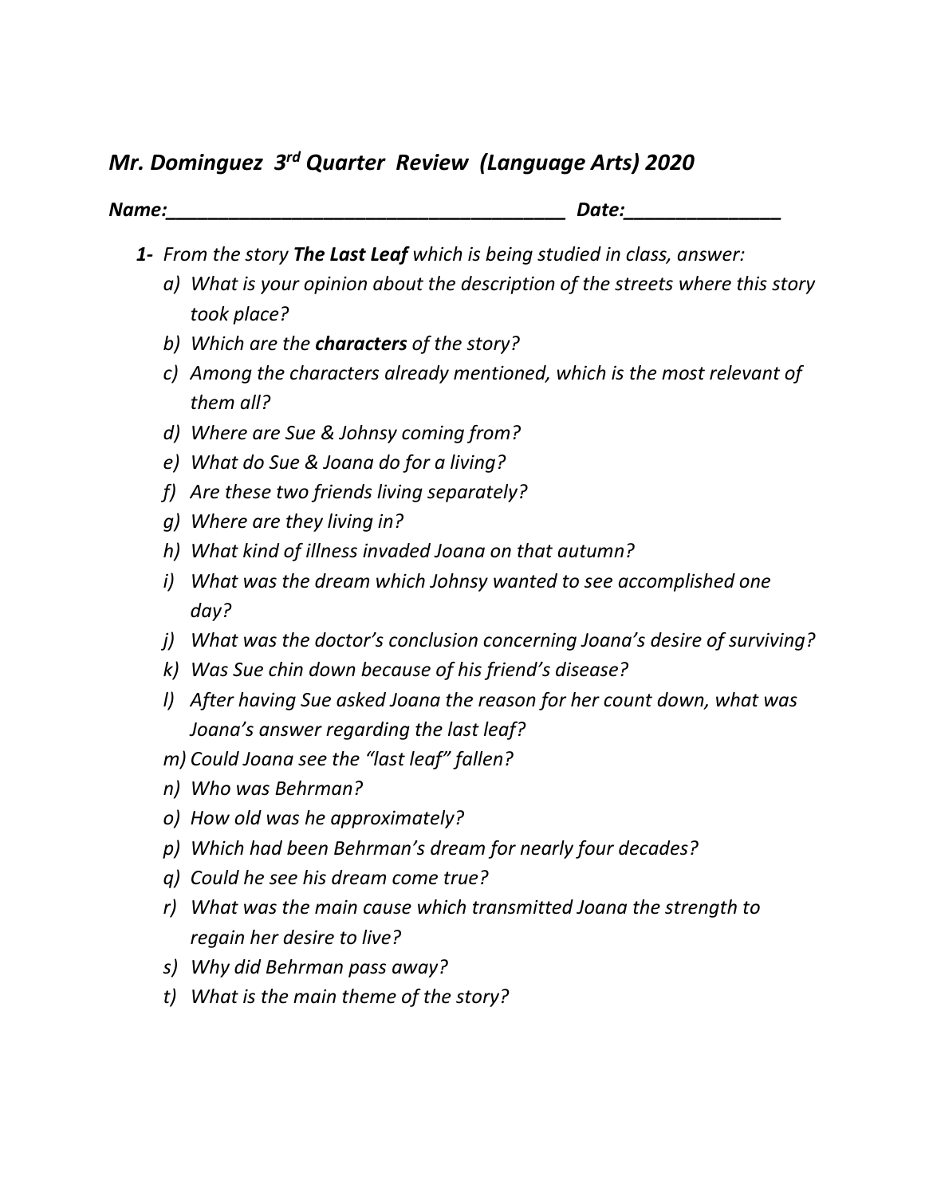# *Mr. Dominguez 3rd Quarter Review (Language Arts) 2020*

***Name:______________________________________ Date:_______________***

1- *From the story* ***The Last Leaf*** *which is being studied in class, answer:*

   a) *What is your opinion about the description of the streets where this story took place?*
   b) *Which are the* ***characters*** *of the story?*
   c) *Among the characters already mentioned, which is the most relevant of them all?*
   d) *Where are Sue & Johnsy coming from?*
   e) *What do Sue & Joana do for a living?*
   f) *Are these two friends living separately?*
   g) *Where are they living in?*
   h) *What kind of illness invaded Joana on that autumn?*
   i) *What was the dream which Johnsy wanted to see accomplished one day?*
   j) *What was the doctor's conclusion concerning Joana's desire of surviving?*
   k) *Was Sue chin down because of his friend's disease?*
   l) *After having Sue asked Joana the reason for her count down, what was Joana's answer regarding the last leaf?*
   m) *Could Joana see the "last leaf" fallen?*
   n) *Who was Behrman?*
   o) *How old was he approximately?*
   p) *Which had been Behrman's dream for nearly four decades?*
   q) *Could he see his dream come true?*
   r) *What was the main cause which transmitted Joana the strength to regain her desire to live?*
   s) *Why did Behrman pass away?*
   t) *What is the main theme of the story?*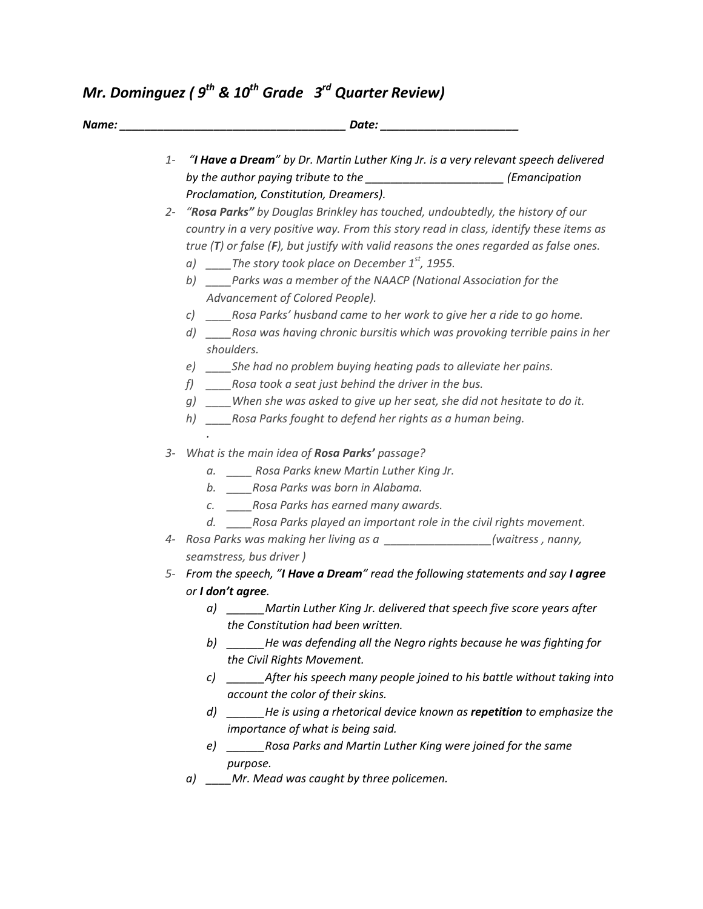# *Mr. Dominguez ( 9th & 10th Grade 3rd Quarter Review)*

***Name: ___________________________________ Date: _____________________***

1- *"**I Have a Dream**" by Dr. Martin Luther King Jr. is a very relevant speech delivered by the author paying tribute to the ______________________ (Emancipation Proclamation, Constitution, Dreamers).*

2- *"**Rosa Parks"** by Douglas Brinkley has touched, undoubtedly, the history of our country in a very positive way. From this story read in class, identify these items as true (**T**) or false (**F**), but justify with valid reasons the ones regarded as false ones.*
   - *a) ____The story took place on December 1st, 1955.*
   - *b) ____Parks was a member of the NAACP (National Association for the Advancement of Colored People).*
   - *c) ____Rosa Parks' husband came to her work to give her a ride to go home.*
   - *d) ____Rosa was having chronic bursitis which was provoking terrible pains in her shoulders.*
   - *e) ____She had no problem buying heating pads to alleviate her pains.*
   - *f) ____Rosa took a seat just behind the driver in the bus.*
   - *g) ____When she was asked to give up her seat, she did not hesitate to do it.*
   - *h) ____Rosa Parks fought to defend her rights as a human being.*

   *.*

3- *What is the main idea of **Rosa Parks'** passage?*
   - *a. ____ Rosa Parks knew Martin Luther King Jr.*
   - *b. ____Rosa Parks was born in Alabama.*
   - *c. ____Rosa Parks has earned many awards.*
   - *d. ____Rosa Parks played an important role in the civil rights movement.*

4- *Rosa Parks was making her living as a _________________(waitress , nanny, seamstress, bus driver )*

5- *From the speech, "**I Have a Dream**" read the following statements and say **I agree** or **I don't agree**.*
   - *a) ______Martin Luther King Jr. delivered that speech five score years after the Constitution had been written.*
   - *b) ______He was defending all the Negro rights because he was fighting for the Civil Rights Movement.*
   - *c) ______After his speech many people joined to his battle without taking into account the color of their skins.*
   - *d) ______He is using a rhetorical device known as **repetition** to emphasize the importance of what is being said.*
   - *e) ______Rosa Parks and Martin Luther King were joined for the same purpose.*

   *a) ____Mr. Mead was caught by three policemen.*